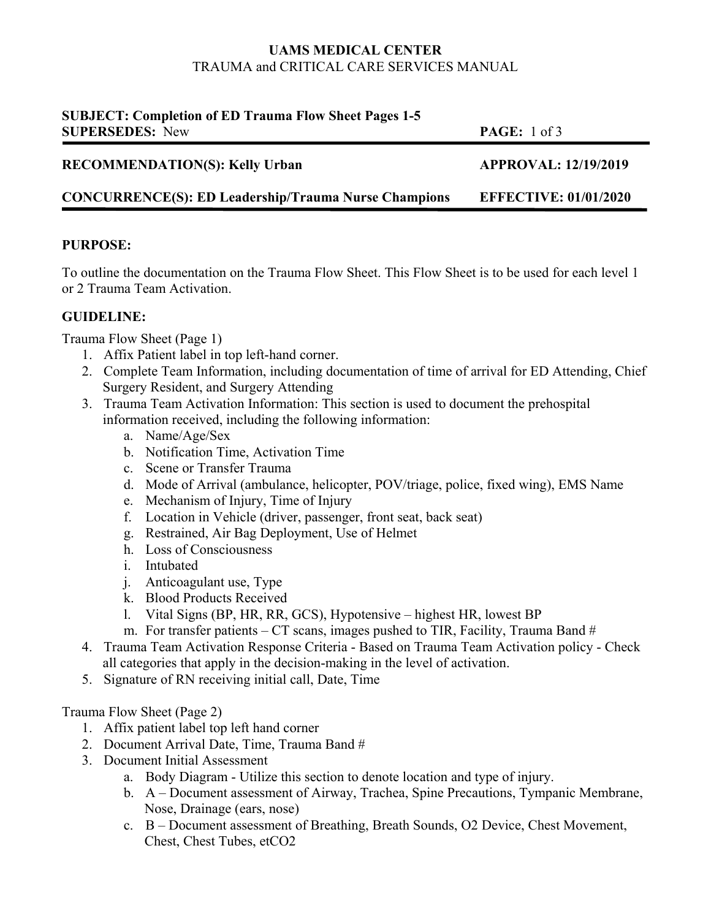**UAMS MEDICAL CENTER**
TRAUMA and CRITICAL CARE SERVICES MANUAL

**SUBJECT: Completion of ED Trauma Flow Sheet Pages 1-5**
**SUPERSEDES:** New

**RECOMMENDATION(S): Kelly Urban** **APPROVAL: 12/19/2019**

**CONCURRENCE(S): ED Leadership/Trauma Nurse Champions** **EFFECTIVE: 01/01/2020**

---

## PURPOSE:

To outline the documentation on the Trauma Flow Sheet. This Flow Sheet is to be used for each level 1 or 2 Trauma Team Activation.

## GUIDELINE:

Trauma Flow Sheet (Page 1)

1. Affix Patient label in top left-hand corner.
2. Complete Team Information, including documentation of time of arrival for ED Attending, Chief Surgery Resident, and Surgery Attending
3. Trauma Team Activation Information: This section is used to document the prehospital information received, including the following information:
   a. Name/Age/Sex
   b. Notification Time, Activation Time
   c. Scene or Transfer Trauma
   d. Mode of Arrival (ambulance, helicopter, POV/triage, police, fixed wing), EMS Name
   e. Mechanism of Injury, Time of Injury
   f. Location in Vehicle (driver, passenger, front seat, back seat)
   g. Restrained, Air Bag Deployment, Use of Helmet
   h. Loss of Consciousness
   i. Intubated
   j. Anticoagulant use, Type
   k. Blood Products Received
   l. Vital Signs (BP, HR, RR, GCS), Hypotensive – highest HR, lowest BP
   m. For transfer patients – CT scans, images pushed to TIR, Facility, Trauma Band #
4. Trauma Team Activation Response Criteria - Based on Trauma Team Activation policy - Check all categories that apply in the decision-making in the level of activation.
5. Signature of RN receiving initial call, Date, Time

Trauma Flow Sheet (Page 2)

1. Affix patient label top left hand corner
2. Document Arrival Date, Time, Trauma Band #
3. Document Initial Assessment
   a. Body Diagram - Utilize this section to denote location and type of injury.
   b. A – Document assessment of Airway, Trachea, Spine Precautions, Tympanic Membrane, Nose, Drainage (ears, nose)
   c. B – Document assessment of Breathing, Breath Sounds, O2 Device, Chest Movement, Chest, Chest Tubes, etCO2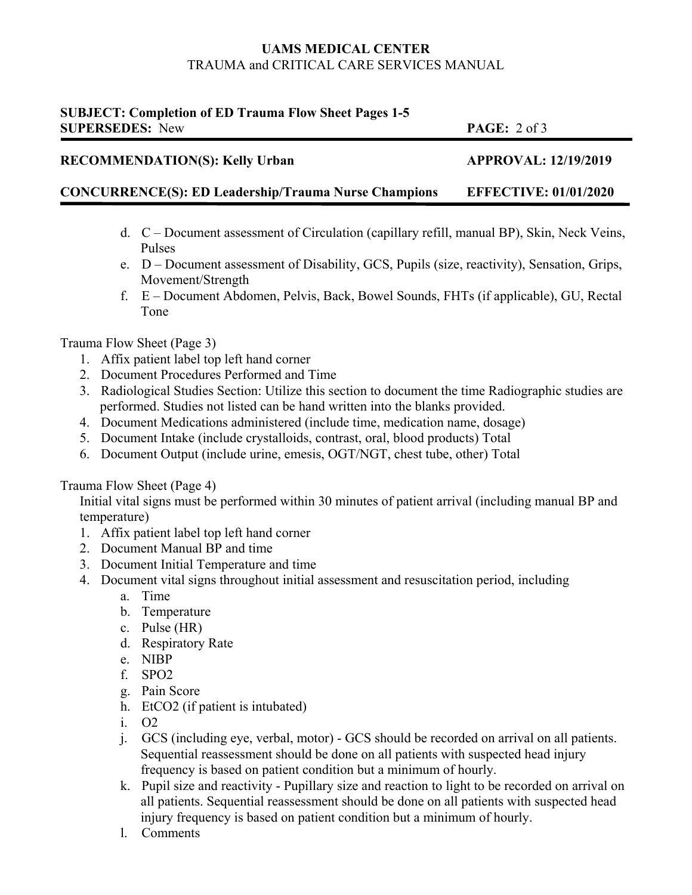d. C – Document assessment of Circulation (capillary refill, manual BP), Skin, Neck Veins, Pulses

e. D – Document assessment of Disability, GCS, Pupils (size, reactivity), Sensation, Grips, Movement/Strength

f. E – Document Abdomen, Pelvis, Back, Bowel Sounds, FHTs (if applicable), GU, Rectal Tone

Trauma Flow Sheet (Page 3)

1. Affix patient label top left hand corner
2. Document Procedures Performed and Time
3. Radiological Studies Section: Utilize this section to document the time Radiographic studies are performed. Studies not listed can be hand written into the blanks provided.
4. Document Medications administered (include time, medication name, dosage)
5. Document Intake (include crystalloids, contrast, oral, blood products) Total
6. Document Output (include urine, emesis, OGT/NGT, chest tube, other) Total

Trauma Flow Sheet (Page 4)

Initial vital signs must be performed within 30 minutes of patient arrival (including manual BP and temperature)

1. Affix patient label top left hand corner
2. Document Manual BP and time
3. Document Initial Temperature and time
4. Document vital signs throughout initial assessment and resuscitation period, including
   a. Time
   b. Temperature
   c. Pulse (HR)
   d. Respiratory Rate
   e. NIBP
   f. SPO2
   g. Pain Score
   h. EtCO2 (if patient is intubated)
   i. O2
   j. GCS (including eye, verbal, motor) - GCS should be recorded on arrival on all patients. Sequential reassessment should be done on all patients with suspected head injury frequency is based on patient condition but a minimum of hourly.
   k. Pupil size and reactivity - Pupillary size and reaction to light to be recorded on arrival on all patients. Sequential reassessment should be done on all patients with suspected head injury frequency is based on patient condition but a minimum of hourly.
   l. Comments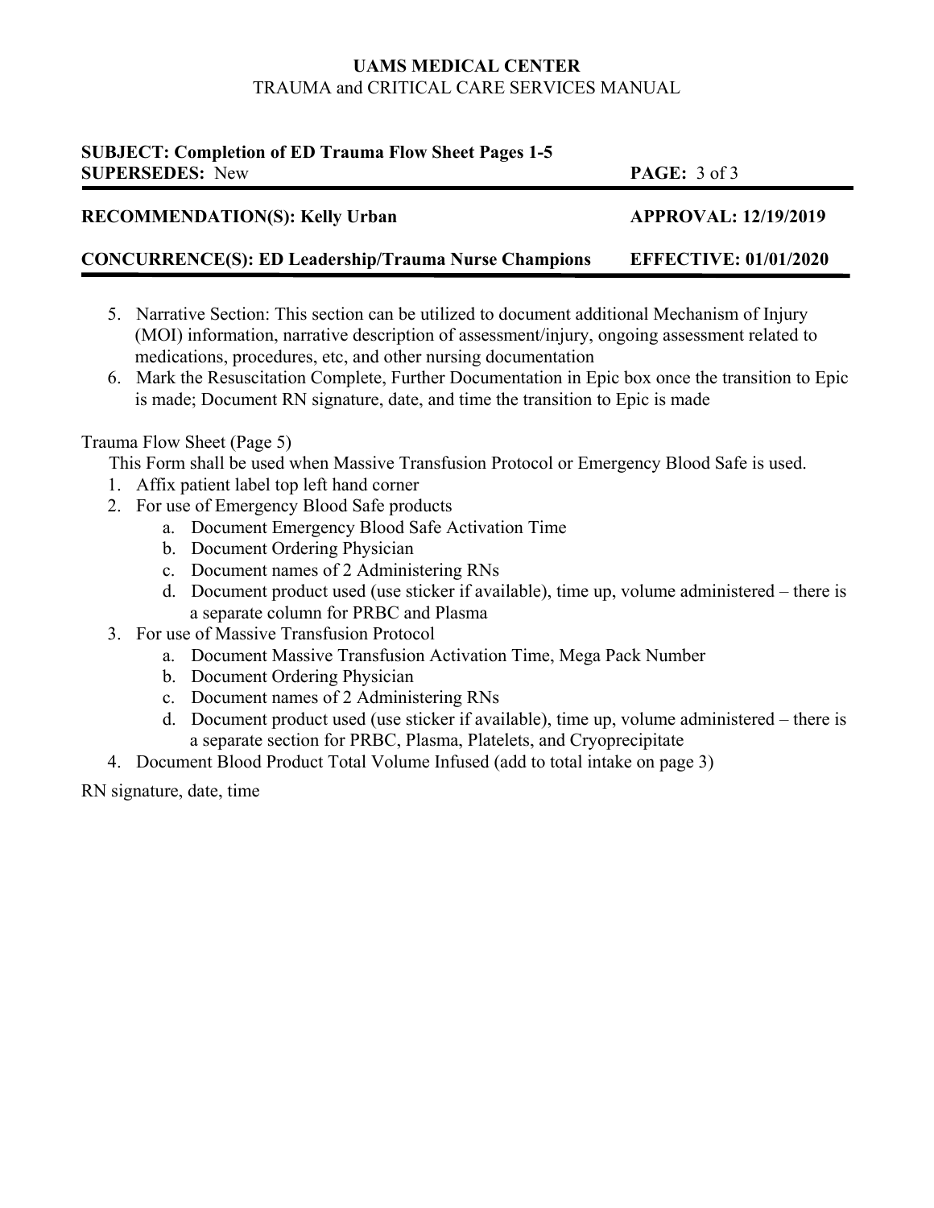5. Narrative Section: This section can be utilized to document additional Mechanism of Injury (MOI) information, narrative description of assessment/injury, ongoing assessment related to medications, procedures, etc, and other nursing documentation
6. Mark the Resuscitation Complete, Further Documentation in Epic box once the transition to Epic is made; Document RN signature, date, and time the transition to Epic is made

Trauma Flow Sheet (Page 5)

This Form shall be used when Massive Transfusion Protocol or Emergency Blood Safe is used.

1. Affix patient label top left hand corner
2. For use of Emergency Blood Safe products
   a. Document Emergency Blood Safe Activation Time
   b. Document Ordering Physician
   c. Document names of 2 Administering RNs
   d. Document product used (use sticker if available), time up, volume administered – there is a separate column for PRBC and Plasma
3. For use of Massive Transfusion Protocol
   a. Document Massive Transfusion Activation Time, Mega Pack Number
   b. Document Ordering Physician
   c. Document names of 2 Administering RNs
   d. Document product used (use sticker if available), time up, volume administered – there is a separate section for PRBC, Plasma, Platelets, and Cryoprecipitate
4. Document Blood Product Total Volume Infused (add to total intake on page 3)

RN signature, date, time